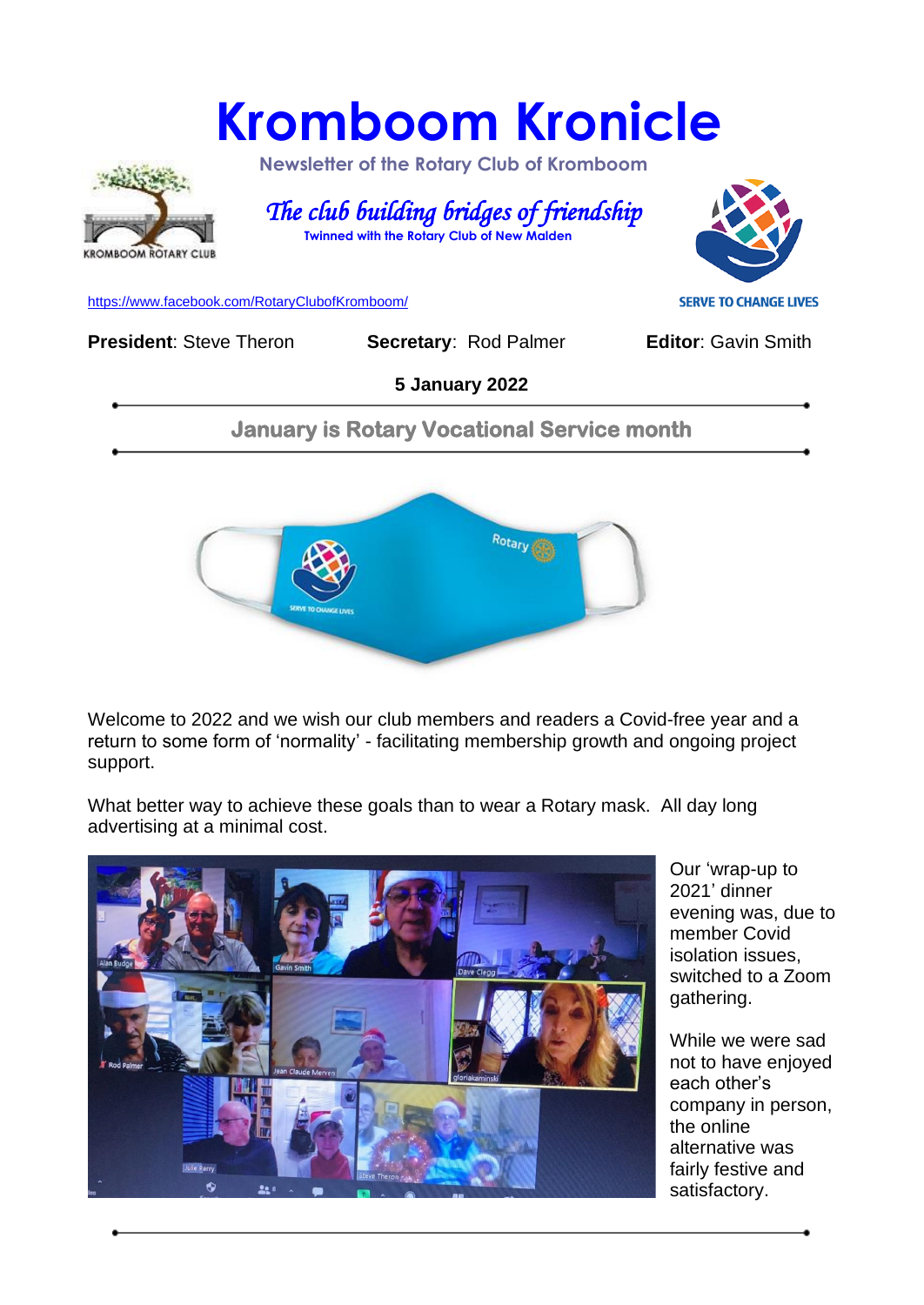# Kromboom Kronicle

Newsletter of the Rotary Club of Kromboom

*The club building bridges of friendship*

**Twinned with the Rotary Club of New Malden**

https://www.facebook.com/RotaryClubofKromboom/

SERVE TO CHANGE LIVES

**President**: Steve Theron **Secretary**: Rod Palmer **Editor**: Gavin Smith

**5 January 2022**

---

## January is Rotary Vocational Service month

---

Welcome to 2022 and we wish our club members and readers a Covid-free year and a return to some form of 'normality' - facilitating membership growth and ongoing project support.

What better way to achieve these goals than to wear a Rotary mask. All day long advertising at a minimal cost.

Our 'wrap-up to 2021' dinner evening was, due to member Covid isolation issues, switched to a Zoom gathering.

While we were sad not to have enjoyed each other's company in person, the online alternative was fairly festive and satisfactory.

---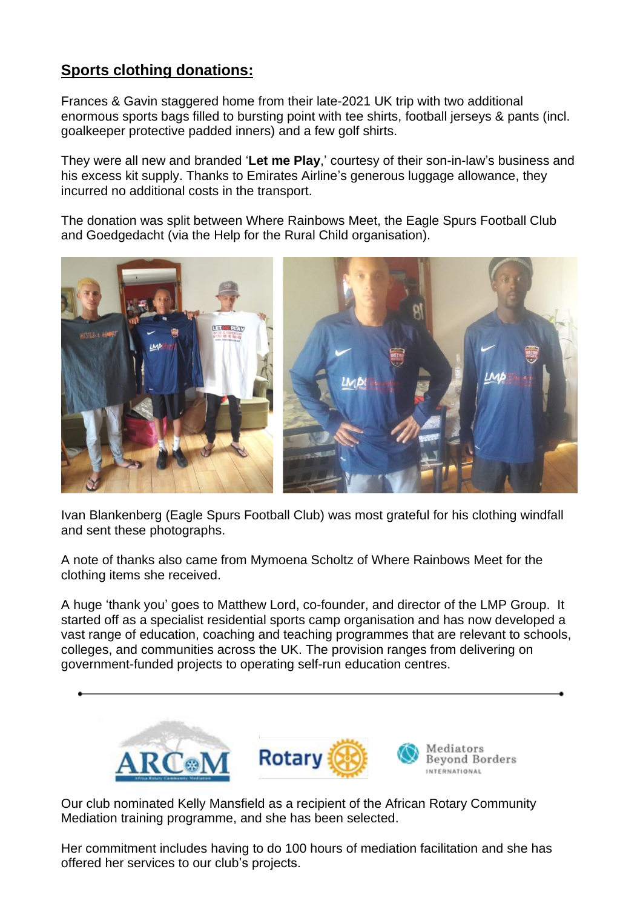## Sports clothing donations:

Frances & Gavin staggered home from their late-2021 UK trip with two additional enormous sports bags filled to bursting point with tee shirts, football jerseys & pants (incl. goalkeeper protective padded inners) and a few golf shirts.

They were all new and branded '**Let me Play**,' courtesy of their son-in-law's business and his excess kit supply. Thanks to Emirates Airline's generous luggage allowance, they incurred no additional costs in the transport.

The donation was split between Where Rainbows Meet, the Eagle Spurs Football Club and Goedgedacht (via the Help for the Rural Child organisation).

Ivan Blankenberg (Eagle Spurs Football Club) was most grateful for his clothing windfall and sent these photographs.

A note of thanks also came from Mymoena Scholtz of Where Rainbows Meet for the clothing items she received.

A huge 'thank you' goes to Matthew Lord, co-founder, and director of the LMP Group. It started off as a specialist residential sports camp organisation and has now developed a vast range of education, coaching and teaching programmes that are relevant to schools, colleges, and communities across the UK. The provision ranges from delivering on government-funded projects to operating self-run education centres.

---

Our club nominated Kelly Mansfield as a recipient of the African Rotary Community Mediation training programme, and she has been selected.

Her commitment includes having to do 100 hours of mediation facilitation and she has offered her services to our club's projects.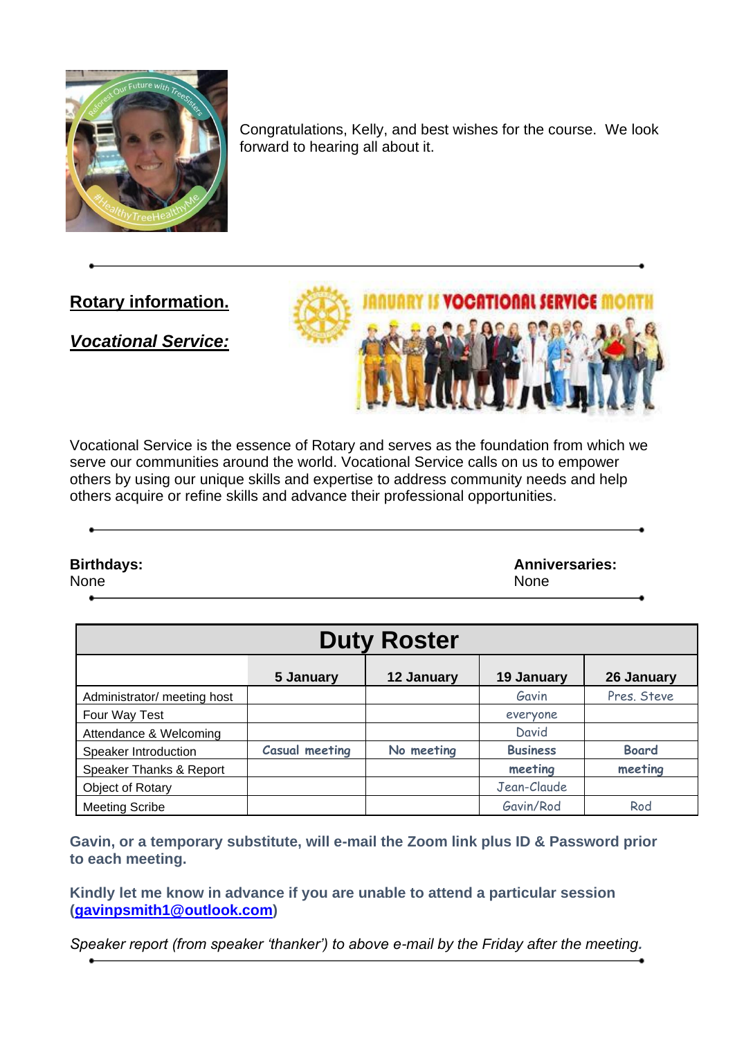Congratulations, Kelly, and best wishes for the course. We look forward to hearing all about it.

---

## Rotary information.

### *Vocational Service:*

Vocational Service is the essence of Rotary and serves as the foundation from which we serve our communities around the world. Vocational Service calls on us to empower others by using our unique skills and expertise to address community needs and help others acquire or refine skills and advance their professional opportunities.

---

**Birthdays:**
None

**Anniversaries:**
None

---

| Duty Roster | | | | |
|---|---|---|---|---|
| | **5 January** | **12 January** | **19 January** | **26 January** |
| Administrator/ meeting host | | | Gavin | Pres. Steve |
| Four Way Test | | | everyone | |
| Attendance & Welcoming | | | David | |
| Speaker Introduction | Casual meeting | No meeting | **Business** | **Board** |
| Speaker Thanks & Report | | | **meeting** | **meeting** |
| Object of Rotary | | | Jean-Claude | |
| Meeting Scribe | | | Gavin/Rod | Rod |

**Gavin, or a temporary substitute, will e-mail the Zoom link plus ID & Password prior to each meeting.**

**Kindly let me know in advance if you are unable to attend a particular session (gavinpsmith1@outlook.com)**

*Speaker report (from speaker 'thanker') to above e-mail by the Friday after the meeting.*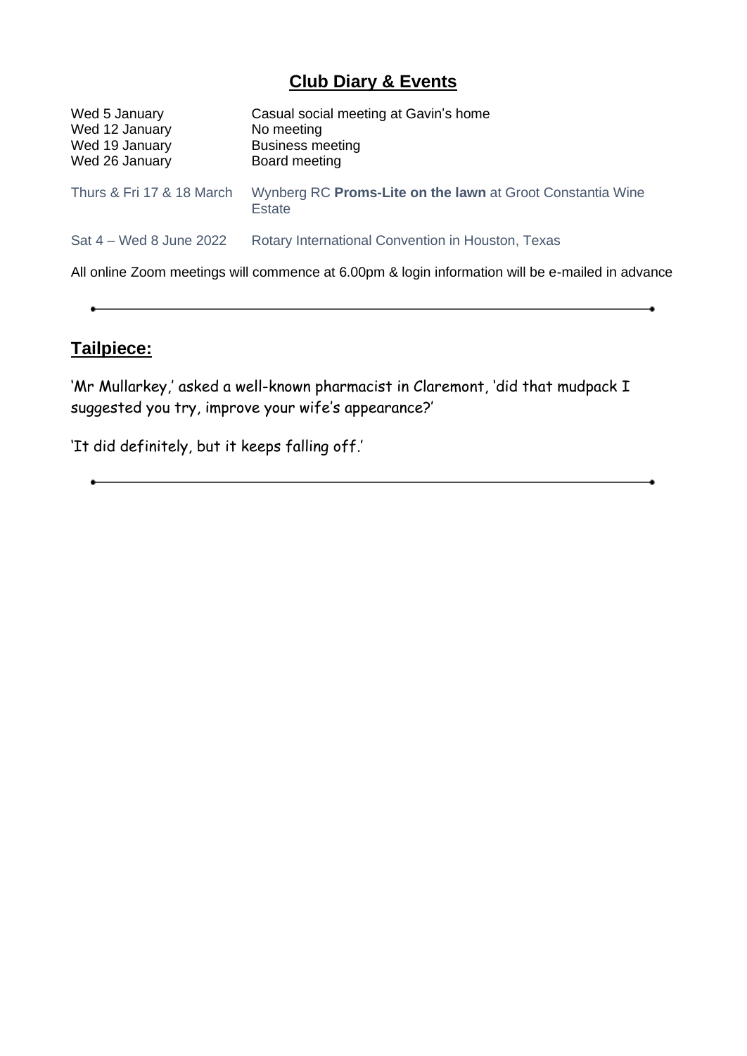## Club Diary & Events

| | |
|---|---|
| Wed 5 January | Casual social meeting at Gavin's home |
| Wed 12 January | No meeting |
| Wed 19 January | Business meeting |
| Wed 26 January | Board meeting |
| Thurs & Fri 17 & 18 March | Wynberg RC **Proms-Lite on the lawn** at Groot Constantia Wine Estate |
| Sat 4 – Wed 8 June 2022 | Rotary International Convention in Houston, Texas |

All online Zoom meetings will commence at 6.00pm & login information will be e-mailed in advance

---

## Tailpiece:

'Mr Mullarkey,' asked a well-known pharmacist in Claremont, 'did that mudpack I suggested you try, improve your wife's appearance?'

'It did definitely, but it keeps falling off.'

---